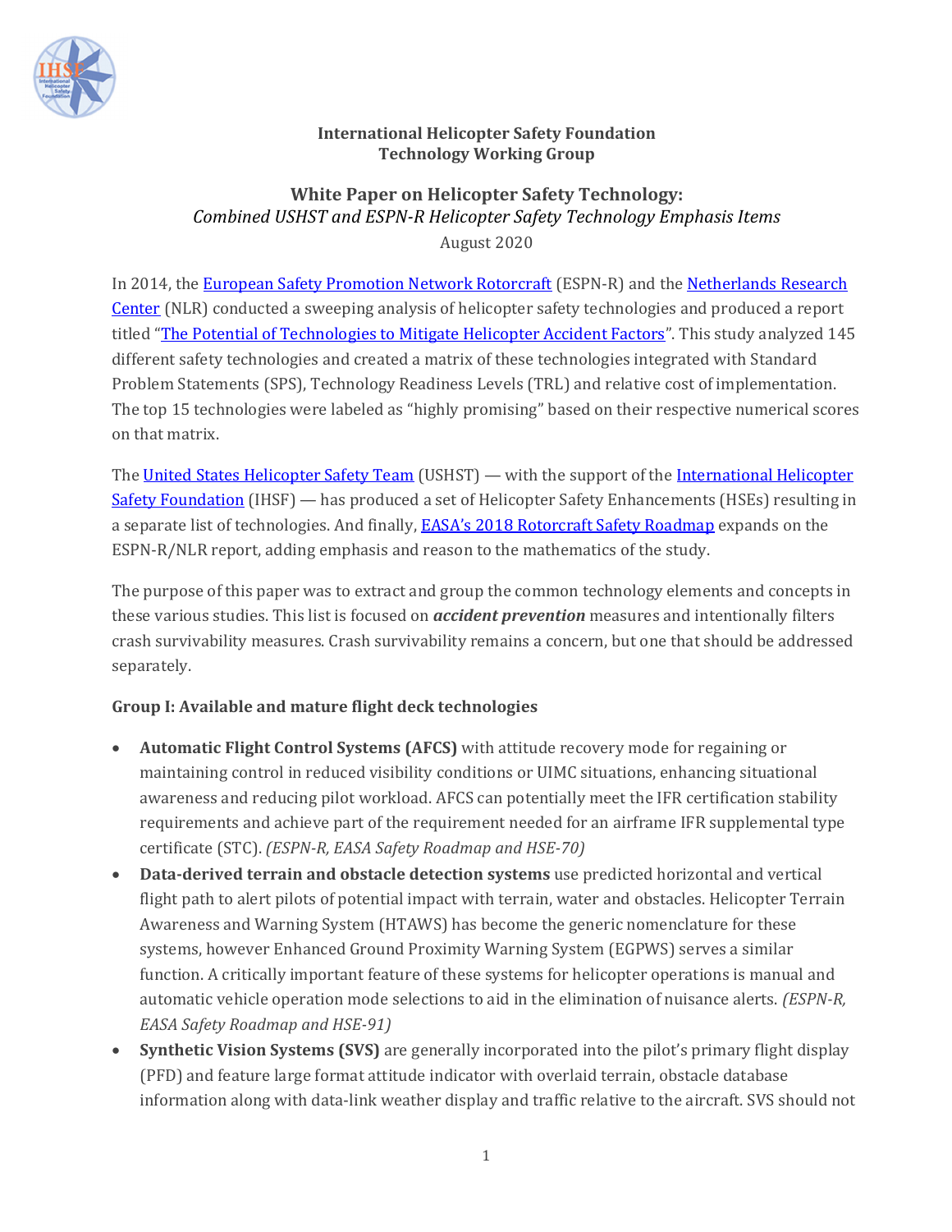**International Helicopter Safety Foundation**
**Technology Working Group**

## White Paper on Helicopter Safety Technology:

*Combined USHST and ESPN-R Helicopter Safety Technology Emphasis Items*

August 2020

In 2014, the European Safety Promotion Network Rotorcraft (ESPN-R) and the Netherlands Research Center (NLR) conducted a sweeping analysis of helicopter safety technologies and produced a report titled "The Potential of Technologies to Mitigate Helicopter Accident Factors". This study analyzed 145 different safety technologies and created a matrix of these technologies integrated with Standard Problem Statements (SPS), Technology Readiness Levels (TRL) and relative cost of implementation. The top 15 technologies were labeled as "highly promising" based on their respective numerical scores on that matrix.

The United States Helicopter Safety Team (USHST) — with the support of the International Helicopter Safety Foundation (IHSF) — has produced a set of Helicopter Safety Enhancements (HSEs) resulting in a separate list of technologies. And finally, EASA's 2018 Rotorcraft Safety Roadmap expands on the ESPN-R/NLR report, adding emphasis and reason to the mathematics of the study.

The purpose of this paper was to extract and group the common technology elements and concepts in these various studies. This list is focused on ***accident prevention*** measures and intentionally filters crash survivability measures. Crash survivability remains a concern, but one that should be addressed separately.

### Group I: Available and mature flight deck technologies

- **Automatic Flight Control Systems (AFCS)** with attitude recovery mode for regaining or maintaining control in reduced visibility conditions or UIMC situations, enhancing situational awareness and reducing pilot workload. AFCS can potentially meet the IFR certification stability requirements and achieve part of the requirement needed for an airframe IFR supplemental type certificate (STC). *(ESPN-R, EASA Safety Roadmap and HSE-70)*
- **Data-derived terrain and obstacle detection systems** use predicted horizontal and vertical flight path to alert pilots of potential impact with terrain, water and obstacles. Helicopter Terrain Awareness and Warning System (HTAWS) has become the generic nomenclature for these systems, however Enhanced Ground Proximity Warning System (EGPWS) serves a similar function. A critically important feature of these systems for helicopter operations is manual and automatic vehicle operation mode selections to aid in the elimination of nuisance alerts. *(ESPN-R, EASA Safety Roadmap and HSE-91)*
- **Synthetic Vision Systems (SVS)** are generally incorporated into the pilot's primary flight display (PFD) and feature large format attitude indicator with overlaid terrain, obstacle database information along with data-link weather display and traffic relative to the aircraft. SVS should not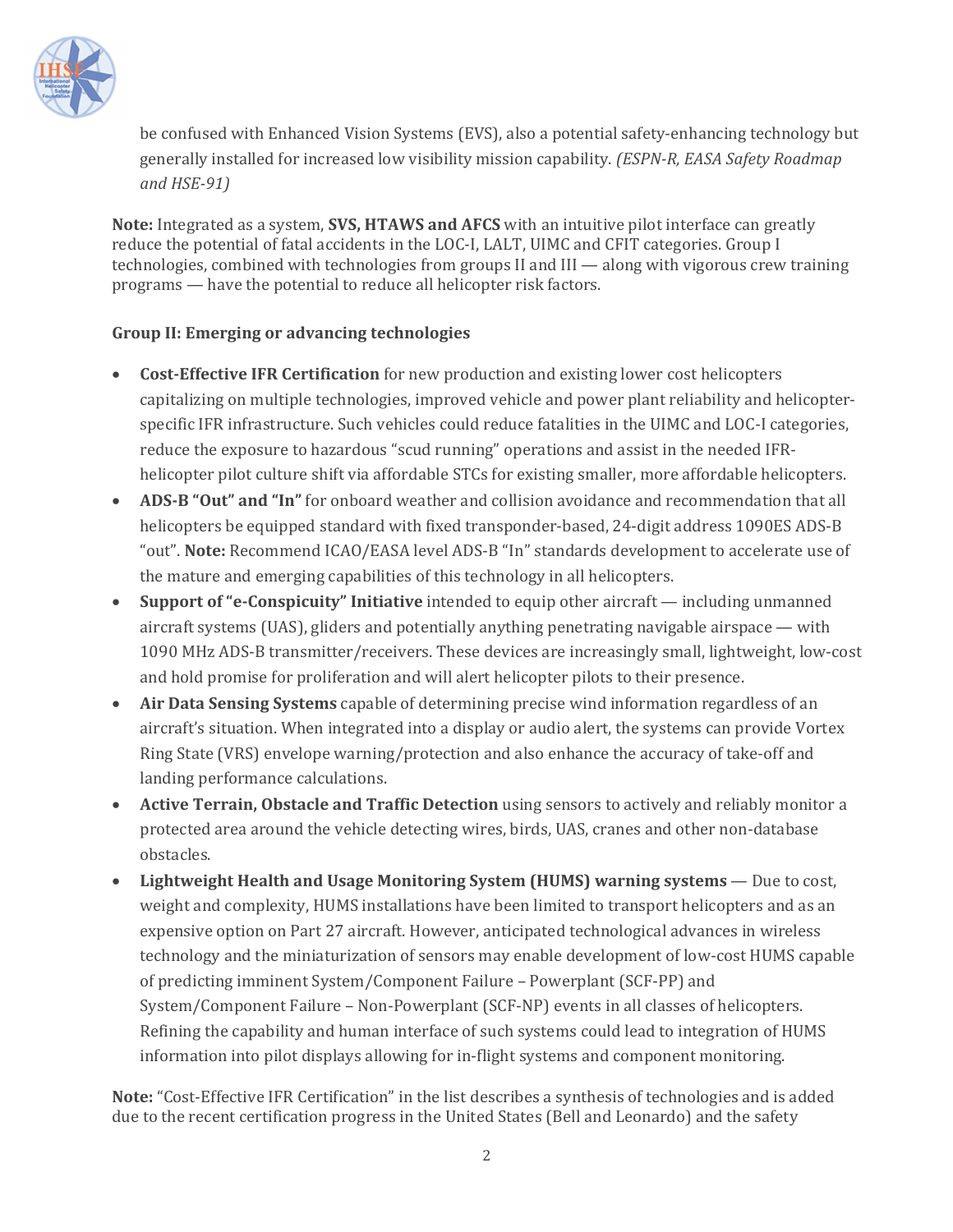be confused with Enhanced Vision Systems (EVS), also a potential safety-enhancing technology but generally installed for increased low visibility mission capability. *(ESPN-R, EASA Safety Roadmap and HSE-91)*

**Note:** Integrated as a system, **SVS, HTAWS and AFCS** with an intuitive pilot interface can greatly reduce the potential of fatal accidents in the LOC-I, LALT, UIMC and CFIT categories. Group I technologies, combined with technologies from groups II and III — along with vigorous crew training programs — have the potential to reduce all helicopter risk factors.

**Group II: Emerging or advancing technologies**

- **Cost-Effective IFR Certification** for new production and existing lower cost helicopters capitalizing on multiple technologies, improved vehicle and power plant reliability and helicopter-specific IFR infrastructure. Such vehicles could reduce fatalities in the UIMC and LOC-I categories, reduce the exposure to hazardous "scud running" operations and assist in the needed IFR-helicopter pilot culture shift via affordable STCs for existing smaller, more affordable helicopters.
- **ADS-B "Out" and "In"** for onboard weather and collision avoidance and recommendation that all helicopters be equipped standard with fixed transponder-based, 24-digit address 1090ES ADS-B "out". **Note:** Recommend ICAO/EASA level ADS-B "In" standards development to accelerate use of the mature and emerging capabilities of this technology in all helicopters.
- **Support of "e-Conspicuity" Initiative** intended to equip other aircraft — including unmanned aircraft systems (UAS), gliders and potentially anything penetrating navigable airspace — with 1090 MHz ADS-B transmitter/receivers. These devices are increasingly small, lightweight, low-cost and hold promise for proliferation and will alert helicopter pilots to their presence.
- **Air Data Sensing Systems** capable of determining precise wind information regardless of an aircraft's situation. When integrated into a display or audio alert, the systems can provide Vortex Ring State (VRS) envelope warning/protection and also enhance the accuracy of take-off and landing performance calculations.
- **Active Terrain, Obstacle and Traffic Detection** using sensors to actively and reliably monitor a protected area around the vehicle detecting wires, birds, UAS, cranes and other non-database obstacles.
- **Lightweight Health and Usage Monitoring System (HUMS) warning systems** — Due to cost, weight and complexity, HUMS installations have been limited to transport helicopters and as an expensive option on Part 27 aircraft. However, anticipated technological advances in wireless technology and the miniaturization of sensors may enable development of low-cost HUMS capable of predicting imminent System/Component Failure – Powerplant (SCF-PP) and System/Component Failure – Non-Powerplant (SCF-NP) events in all classes of helicopters. Refining the capability and human interface of such systems could lead to integration of HUMS information into pilot displays allowing for in-flight systems and component monitoring.

**Note:** "Cost-Effective IFR Certification" in the list describes a synthesis of technologies and is added due to the recent certification progress in the United States (Bell and Leonardo) and the safety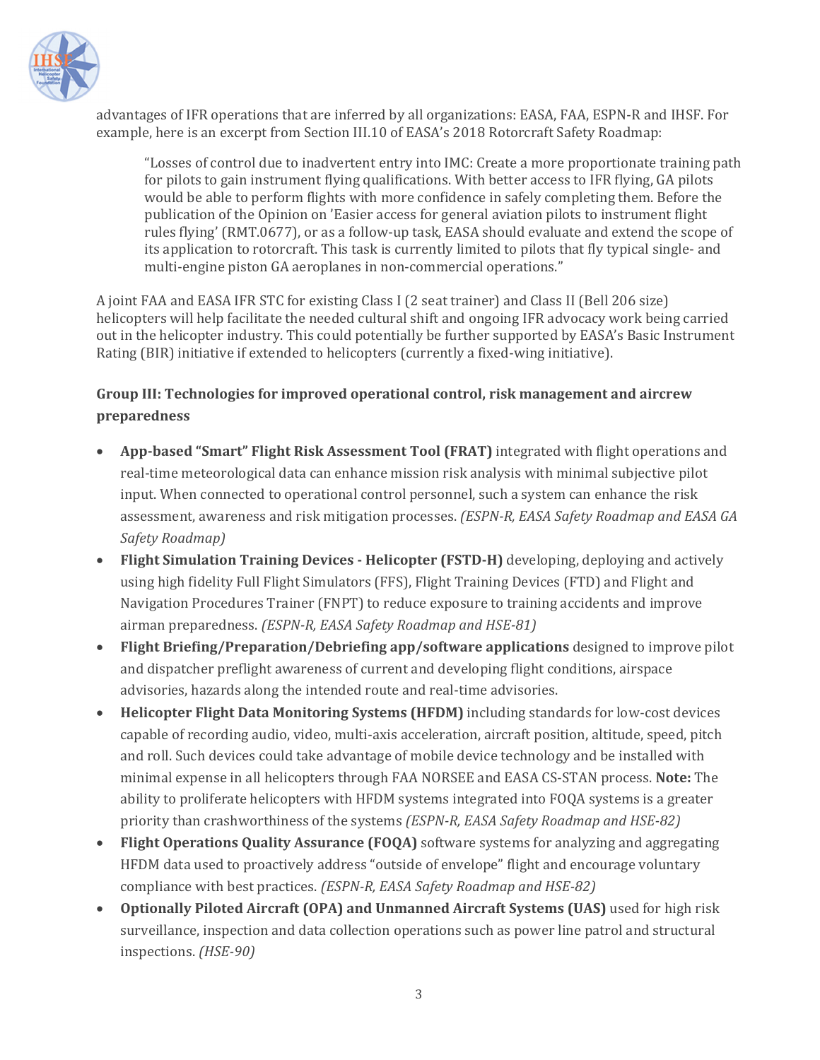advantages of IFR operations that are inferred by all organizations: EASA, FAA, ESPN-R and IHSF. For example, here is an excerpt from Section III.10 of EASA's 2018 Rotorcraft Safety Roadmap:

> "Losses of control due to inadvertent entry into IMC: Create a more proportionate training path for pilots to gain instrument flying qualifications. With better access to IFR flying, GA pilots would be able to perform flights with more confidence in safely completing them. Before the publication of the Opinion on 'Easier access for general aviation pilots to instrument flight rules flying' (RMT.0677), or as a follow-up task, EASA should evaluate and extend the scope of its application to rotorcraft. This task is currently limited to pilots that fly typical single- and multi-engine piston GA aeroplanes in non-commercial operations."

A joint FAA and EASA IFR STC for existing Class I (2 seat trainer) and Class II (Bell 206 size) helicopters will help facilitate the needed cultural shift and ongoing IFR advocacy work being carried out in the helicopter industry. This could potentially be further supported by EASA's Basic Instrument Rating (BIR) initiative if extended to helicopters (currently a fixed-wing initiative).

### Group III: Technologies for improved operational control, risk management and aircrew preparedness

- **App-based "Smart" Flight Risk Assessment Tool (FRAT)** integrated with flight operations and real-time meteorological data can enhance mission risk analysis with minimal subjective pilot input. When connected to operational control personnel, such a system can enhance the risk assessment, awareness and risk mitigation processes. *(ESPN-R, EASA Safety Roadmap and EASA GA Safety Roadmap)*
- **Flight Simulation Training Devices - Helicopter (FSTD-H)** developing, deploying and actively using high fidelity Full Flight Simulators (FFS), Flight Training Devices (FTD) and Flight and Navigation Procedures Trainer (FNPT) to reduce exposure to training accidents and improve airman preparedness. *(ESPN-R, EASA Safety Roadmap and HSE-81)*
- **Flight Briefing/Preparation/Debriefing app/software applications** designed to improve pilot and dispatcher preflight awareness of current and developing flight conditions, airspace advisories, hazards along the intended route and real-time advisories.
- **Helicopter Flight Data Monitoring Systems (HFDM)** including standards for low-cost devices capable of recording audio, video, multi-axis acceleration, aircraft position, altitude, speed, pitch and roll. Such devices could take advantage of mobile device technology and be installed with minimal expense in all helicopters through FAA NORSEE and EASA CS-STAN process. **Note:** The ability to proliferate helicopters with HFDM systems integrated into FOQA systems is a greater priority than crashworthiness of the systems *(ESPN-R, EASA Safety Roadmap and HSE-82)*
- **Flight Operations Quality Assurance (FOQA)** software systems for analyzing and aggregating HFDM data used to proactively address "outside of envelope" flight and encourage voluntary compliance with best practices. *(ESPN-R, EASA Safety Roadmap and HSE-82)*
- **Optionally Piloted Aircraft (OPA) and Unmanned Aircraft Systems (UAS)** used for high risk surveillance, inspection and data collection operations such as power line patrol and structural inspections. *(HSE-90)*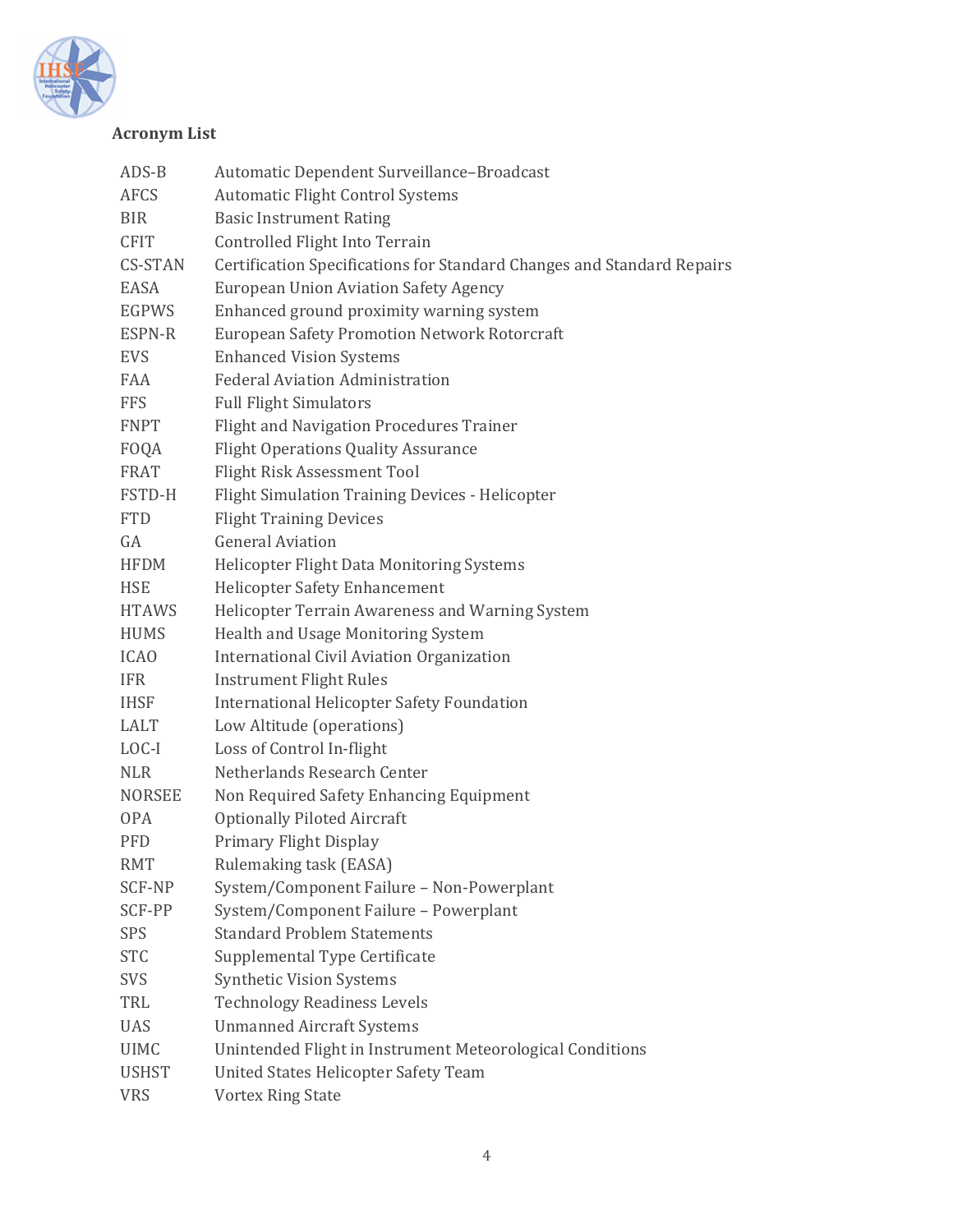**Acronym List**

| | |
|---|---|
| ADS-B | Automatic Dependent Surveillance–Broadcast |
| AFCS | Automatic Flight Control Systems |
| BIR | Basic Instrument Rating |
| CFIT | Controlled Flight Into Terrain |
| CS-STAN | Certification Specifications for Standard Changes and Standard Repairs |
| EASA | European Union Aviation Safety Agency |
| EGPWS | Enhanced ground proximity warning system |
| ESPN-R | European Safety Promotion Network Rotorcraft |
| EVS | Enhanced Vision Systems |
| FAA | Federal Aviation Administration |
| FFS | Full Flight Simulators |
| FNPT | Flight and Navigation Procedures Trainer |
| FOQA | Flight Operations Quality Assurance |
| FRAT | Flight Risk Assessment Tool |
| FSTD-H | Flight Simulation Training Devices - Helicopter |
| FTD | Flight Training Devices |
| GA | General Aviation |
| HFDM | Helicopter Flight Data Monitoring Systems |
| HSE | Helicopter Safety Enhancement |
| HTAWS | Helicopter Terrain Awareness and Warning System |
| HUMS | Health and Usage Monitoring System |
| ICAO | International Civil Aviation Organization |
| IFR | Instrument Flight Rules |
| IHSF | International Helicopter Safety Foundation |
| LALT | Low Altitude (operations) |
| LOC-I | Loss of Control In-flight |
| NLR | Netherlands Research Center |
| NORSEE | Non Required Safety Enhancing Equipment |
| OPA | Optionally Piloted Aircraft |
| PFD | Primary Flight Display |
| RMT | Rulemaking task (EASA) |
| SCF-NP | System/Component Failure – Non-Powerplant |
| SCF-PP | System/Component Failure – Powerplant |
| SPS | Standard Problem Statements |
| STC | Supplemental Type Certificate |
| SVS | Synthetic Vision Systems |
| TRL | Technology Readiness Levels |
| UAS | Unmanned Aircraft Systems |
| UIMC | Unintended Flight in Instrument Meteorological Conditions |
| USHST | United States Helicopter Safety Team |
| VRS | Vortex Ring State |